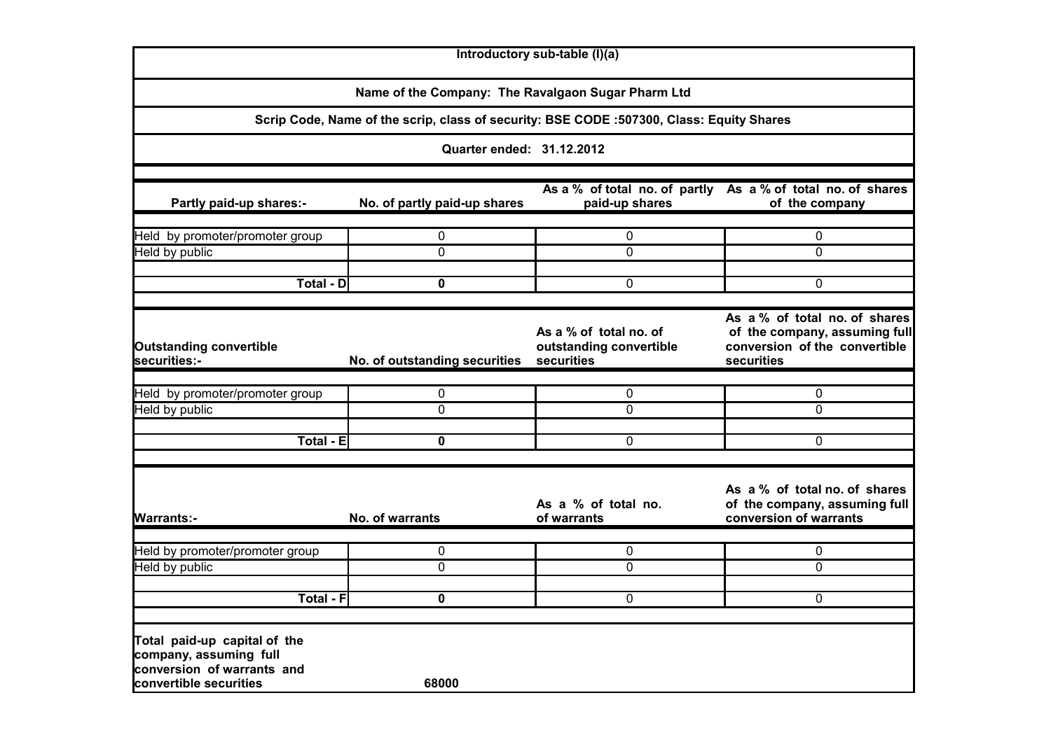Introductory sub-table (I)(a)

Name of the Company: The Ravalgaon Sugar Pharm Ltd

Scrip Code, Name of the scrip, class of security: BSE CODE :507300, Class: Equity Shares

Quarter ended: 31.12.2012

| Partly paid-up shares:- | No. of partly paid-up shares | As a % of total no. of partly paid-up shares | As a % of total no. of shares of the company |
|---|---|---|---|
| Held by promoter/promoter group | 0 | 0 | 0 |
| Held by public | 0 | 0 | 0 |
| Total - D | **0** | 0 | 0 |

| Outstanding convertible securities:- | No. of outstanding securities | As a % of total no. of outstanding convertible securities | As a % of total no. of shares of the company, assuming full conversion of the convertible securities |
|---|---|---|---|
| Held by promoter/promoter group | 0 | 0 | 0 |
| Held by public | 0 | 0 | 0 |
| Total - E | **0** | 0 | 0 |

| Warrants:- | No. of warrants | As a % of total no. of warrants | As a % of total no. of shares of the company, assuming full conversion of warrants |
|---|---|---|---|
| Held by promoter/promoter group | 0 | 0 | 0 |
| Held by public | 0 | 0 | 0 |
| Total - F | **0** | 0 | 0 |

| Total paid-up capital of the company, assuming full conversion of warrants and convertible securities | 68000 |
|---|---|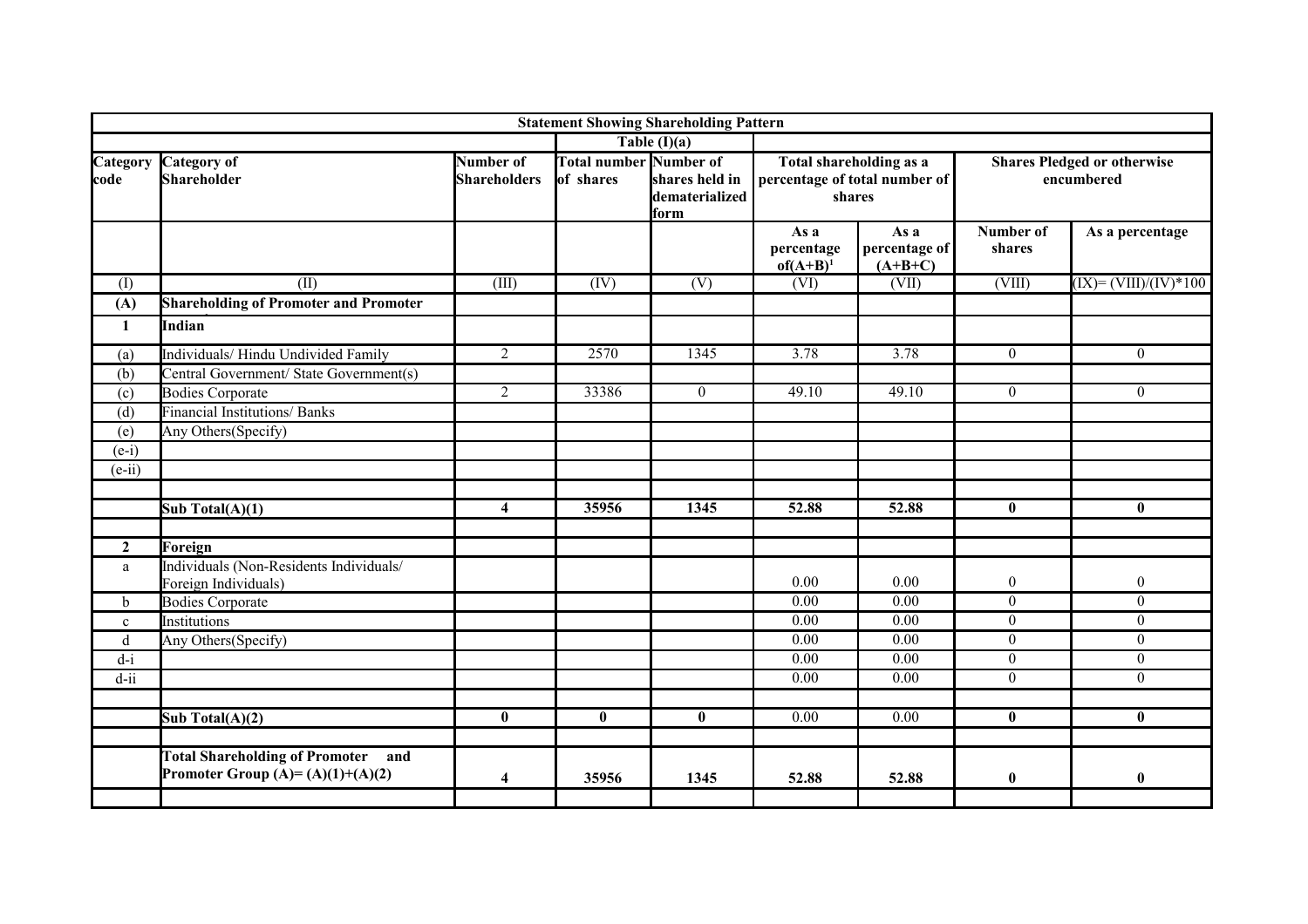| Statement Showing Shareholding Pattern | | | | | | | | |
|---|---|---|---|---|---|---|---|---|
| | | | Table (I)(a) | | | | | |
| Category code | Category of Shareholder | Number of Shareholders | Total number of shares | Number of shares held in dematerialized form | Total shareholding as a percentage of total number of shares | | Shares Pledged or otherwise encumbered | |
| | | | | | As a percentage of(A+B)[1] | As a percentage of (A+B+C) | Number of shares | As a percentage |
| (I) | (II) | (III) | (IV) | (V) | (VI) | (VII) | (VIII) | (IX)= (VIII)/(IV)*100 |
| **(A)** | **Shareholding of Promoter and Promoter** | | | | | | | |
| **1** | **Indian** | | | | | | | |
| (a) | Individuals/ Hindu Undivided Family | 2 | 2570 | 1345 | 3.78 | 3.78 | 0 | 0 |
| (b) | Central Government/ State Government(s) | | | | | | | |
| (c) | Bodies Corporate | 2 | 33386 | 0 | 49.10 | 49.10 | 0 | 0 |
| (d) | Financial Institutions/ Banks | | | | | | | |
| (e) | Any Others(Specify) | | | | | | | |
| (e-i) | | | | | | | | |
| (e-ii) | | | | | | | | |
| | | | | | | | | |
| | **Sub Total(A)(1)** | **4** | **35956** | **1345** | **52.88** | **52.88** | **0** | **0** |
| | | | | | | | | |
| **2** | **Foreign** | | | | | | | |
| a | Individuals (Non-Residents Individuals/ Foreign Individuals) | | | | 0.00 | 0.00 | 0 | 0 |
| b | Bodies Corporate | | | | 0.00 | 0.00 | 0 | 0 |
| c | Institutions | | | | 0.00 | 0.00 | 0 | 0 |
| d | Any Others(Specify) | | | | 0.00 | 0.00 | 0 | 0 |
| d-i | | | | | 0.00 | 0.00 | 0 | 0 |
| d-ii | | | | | 0.00 | 0.00 | 0 | 0 |
| | | | | | | | | |
| | **Sub Total(A)(2)** | **0** | **0** | **0** | 0.00 | 0.00 | **0** | **0** |
| | | | | | | | | |
| | **Total Shareholding of Promoter and Promoter Group (A)= (A)(1)+(A)(2)** | **4** | **35956** | **1345** | **52.88** | **52.88** | **0** | **0** |
| | | | | | | | | |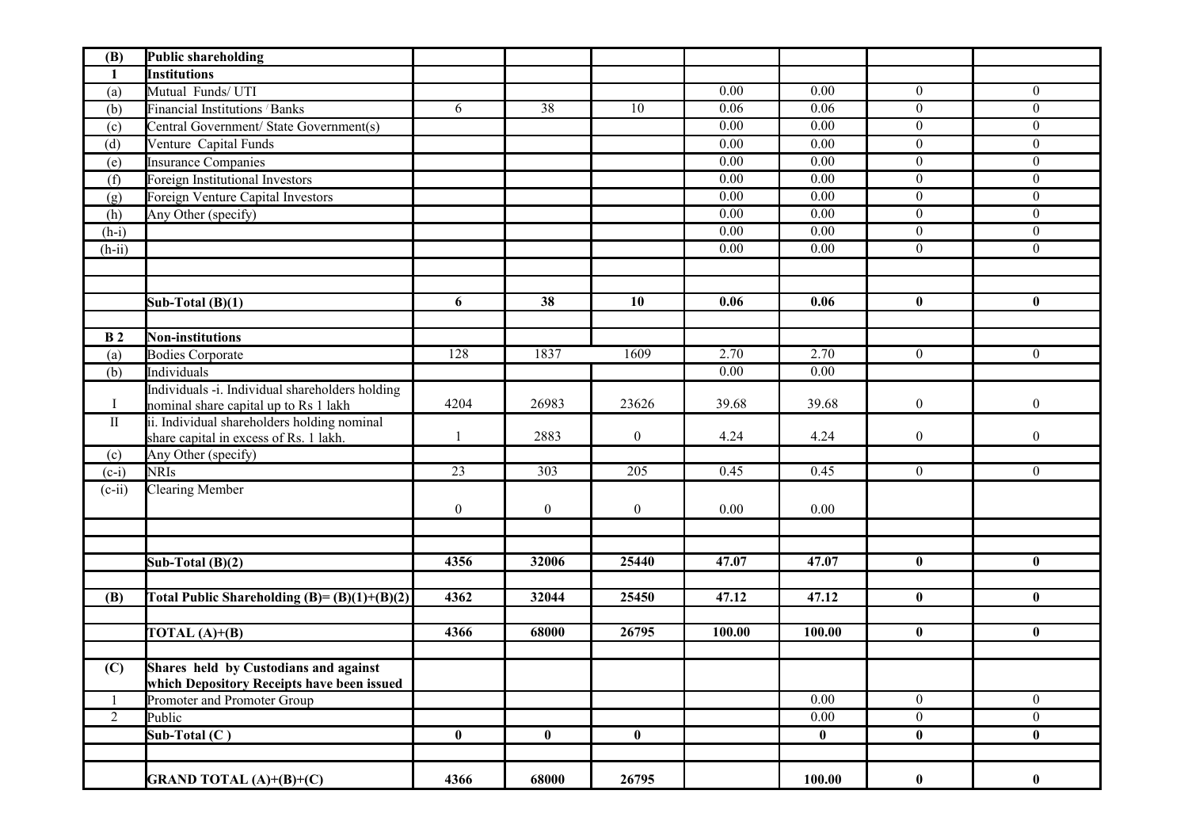| (B) | Public shareholding | | | | | | | |
|---|---|---|---|---|---|---|---|---|
| 1 | Institutions | | | | | | | |
| (a) | Mutual Funds/ UTI | | | | 0.00 | 0.00 | 0 | 0 |
| (b) | Financial Institutions / Banks | 6 | 38 | 10 | 0.06 | 0.06 | 0 | 0 |
| (c) | Central Government/ State Government(s) | | | | 0.00 | 0.00 | 0 | 0 |
| (d) | Venture Capital Funds | | | | 0.00 | 0.00 | 0 | 0 |
| (e) | Insurance Companies | | | | 0.00 | 0.00 | 0 | 0 |
| (f) | Foreign Institutional Investors | | | | 0.00 | 0.00 | 0 | 0 |
| (g) | Foreign Venture Capital Investors | | | | 0.00 | 0.00 | 0 | 0 |
| (h) | Any Other (specify) | | | | 0.00 | 0.00 | 0 | 0 |
| (h-i) | | | | | 0.00 | 0.00 | 0 | 0 |
| (h-ii) | | | | | 0.00 | 0.00 | 0 | 0 |
| | | | | | | | | |
| | | | | | | | | |
| | **Sub-Total (B)(1)** | **6** | **38** | **10** | **0.06** | **0.06** | **0** | **0** |
| | | | | | | | | |
| **B 2** | **Non-institutions** | | | | | | | |
| (a) | Bodies Corporate | 128 | 1837 | 1609 | 2.70 | 2.70 | 0 | 0 |
| (b) | Individuals | | | | 0.00 | 0.00 | | |
| I | Individuals -i. Individual shareholders holding nominal share capital up to Rs 1 lakh | 4204 | 26983 | 23626 | 39.68 | 39.68 | 0 | 0 |
| II | ii. Individual shareholders holding nominal share capital in excess of Rs. 1 lakh. | 1 | 2883 | 0 | 4.24 | 4.24 | 0 | 0 |
| (c) | Any Other (specify) | | | | | | | |
| (c-i) | NRIs | 23 | 303 | 205 | 0.45 | 0.45 | 0 | 0 |
| (c-ii) | Clearing Member | 0 | 0 | 0 | 0.00 | 0.00 | | |
| | | | | | | | | |
| | | | | | | | | |
| | **Sub-Total (B)(2)** | **4356** | **32006** | **25440** | **47.07** | **47.07** | **0** | **0** |
| | | | | | | | | |
| **(B)** | **Total Public Shareholding (B)= (B)(1)+(B)(2)** | **4362** | **32044** | **25450** | **47.12** | **47.12** | **0** | **0** |
| | | | | | | | | |
| | **TOTAL (A)+(B)** | **4366** | **68000** | **26795** | **100.00** | **100.00** | **0** | **0** |
| | | | | | | | | |
| **(C)** | **Shares held by Custodians and against which Depository Receipts have been issued** | | | | | | | |
| 1 | Promoter and Promoter Group | | | | | 0.00 | 0 | 0 |
| 2 | Public | | | | | 0.00 | 0 | 0 |
| | **Sub-Total (C )** | **0** | **0** | **0** | | **0** | **0** | **0** |
| | | | | | | | | |
| | **GRAND TOTAL (A)+(B)+(C)** | **4366** | **68000** | **26795** | | **100.00** | **0** | **0** |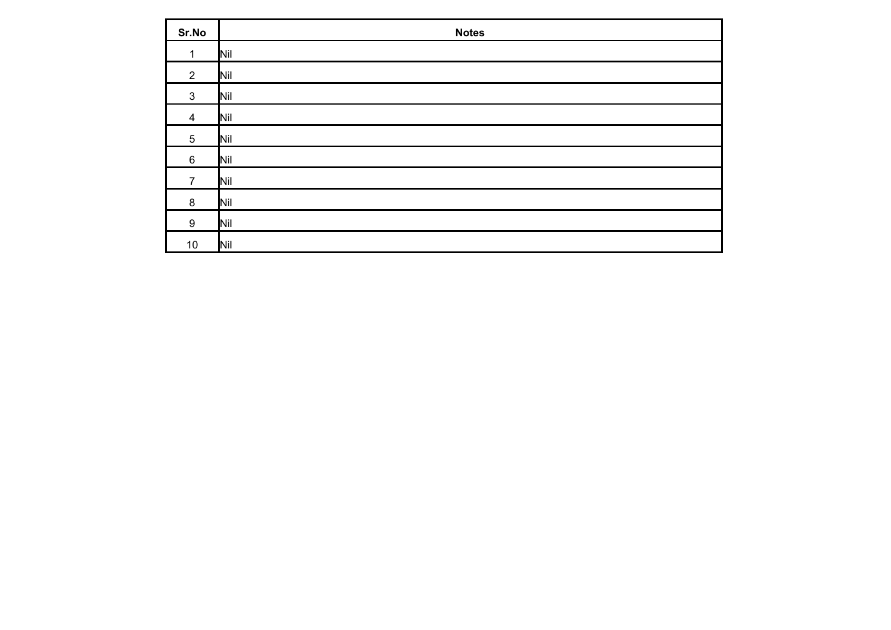| Sr.No | Notes |
|---|---|
| 1 | Nil |
| 2 | Nil |
| 3 | Nil |
| 4 | Nil |
| 5 | Nil |
| 6 | Nil |
| 7 | Nil |
| 8 | Nil |
| 9 | Nil |
| 10 | Nil |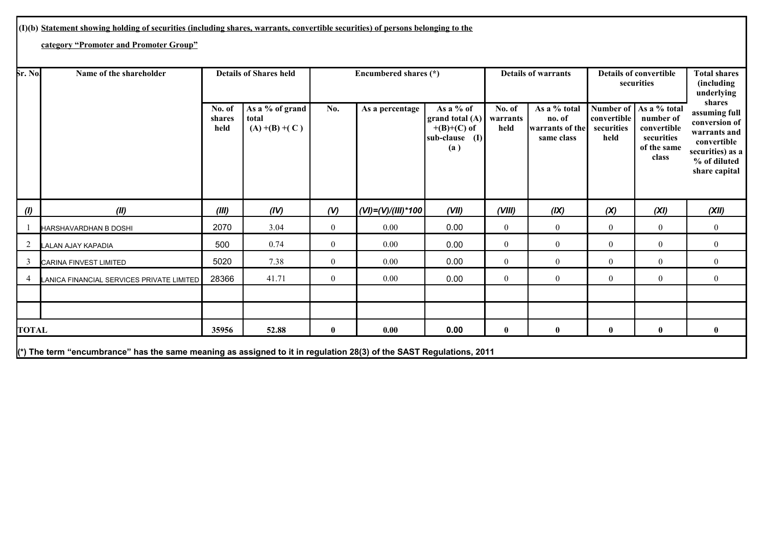**(I)(b) Statement showing holding of securities (including shares, warrants, convertible securities) of persons belonging to the category "Promoter and Promoter Group"**

| Sr. No. | Name of the shareholder | Details of Shares held | | Encumbered shares (*) | | | Details of warrants | | Details of convertible securities | | Total shares (including underlying shares assuming full conversion of warrants and convertible securities) as a % of diluted share capital |
|---|---|---|---|---|---|---|---|---|---|---|---|
| | | No. of shares held | As a % of grand total (A) +(B) +( C ) | No. | As a percentage | As a % of grand total (A) +(B)+(C) of sub-clause (I)(a ) | No. of warrants held | As a % total no. of warrants of the same class | Number of convertible securities held | As a % total number of convertible securities of the same class | |
| *(I)* | *(II)* | *(III)* | *(IV)* | *(V)* | *(VI)=(V)/(III)*100* | *(VII)* | *(VIII)* | *(IX)* | *(X)* | *(XI)* | *(XII)* |
| 1 | HARSHAVARDHAN B DOSHI | 2070 | 3.04 | 0 | 0.00 | 0.00 | 0 | 0 | 0 | 0 | 0 |
| 2 | LALAN AJAY KAPADIA | 500 | 0.74 | 0 | 0.00 | 0.00 | 0 | 0 | 0 | 0 | 0 |
| 3 | CARINA FINVEST LIMITED | 5020 | 7.38 | 0 | 0.00 | 0.00 | 0 | 0 | 0 | 0 | 0 |
| 4 | LANICA FINANCIAL SERVICES PRIVATE LIMITED | 28366 | 41.71 | 0 | 0.00 | 0.00 | 0 | 0 | 0 | 0 | 0 |
| | | | | | | | | | | | |
| | | | | | | | | | | | |
| **TOTAL** | | **35956** | **52.88** | **0** | **0.00** | **0.00** | **0** | **0** | **0** | **0** | **0** |

**(*) The term "encumbrance" has the same meaning as assigned to it in regulation 28(3) of the SAST Regulations, 2011**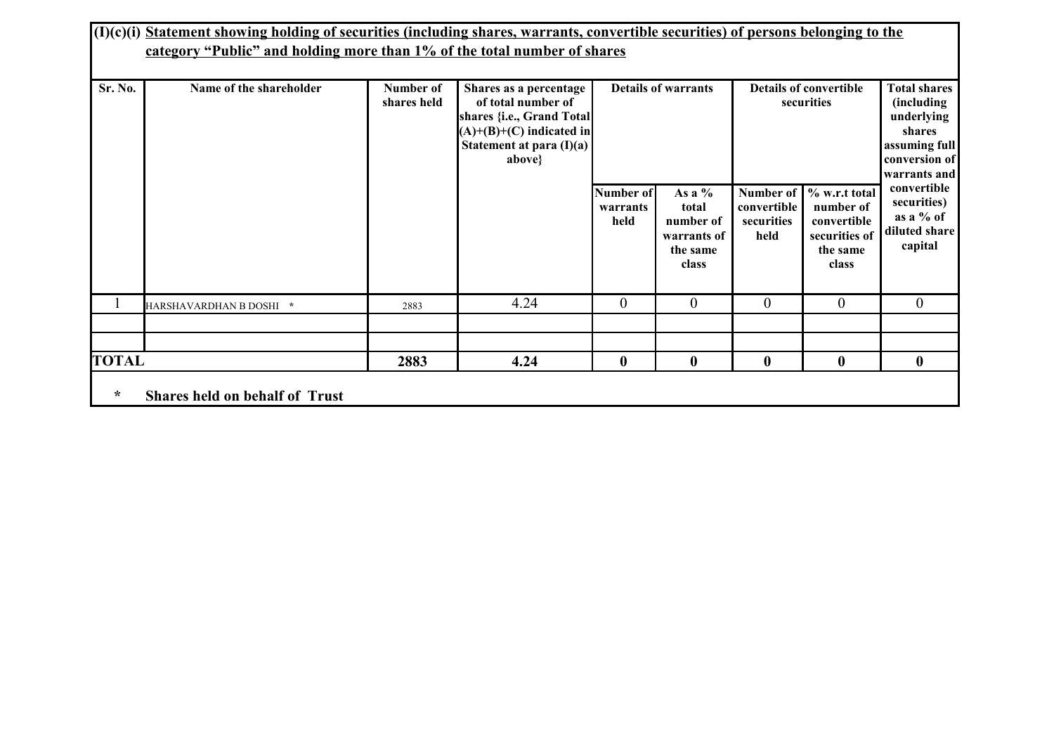## (I)(c)(i) Statement showing holding of securities (including shares, warrants, convertible securities) of persons belonging to the category "Public" and holding more than 1% of the total number of shares

| Sr. No. | Name of the shareholder | Number of shares held | Shares as a percentage of total number of shares {i.e., Grand Total (A)+(B)+(C) indicated in Statement at para (I)(a) above} | Details of warrants | | Details of convertible securities | | Total shares (including underlying shares assuming full conversion of warrants and convertible securities) as a % of diluted share capital |
|---|---|---|---|---|---|---|---|---|
| | | | | Number of warrants held | As a % total number of warrants of the same class | Number of convertible securities held | % w.r.t total number of convertible securities of the same class | |
| 1 | HARSHAVARDHAN B DOSHI * | 2883 | 4.24 | 0 | 0 | 0 | 0 | 0 |
| | | | | | | | | |
| | | | | | | | | |
| **TOTAL** | | **2883** | **4.24** | **0** | **0** | **0** | **0** | **0** |

\* **Shares held on behalf of Trust**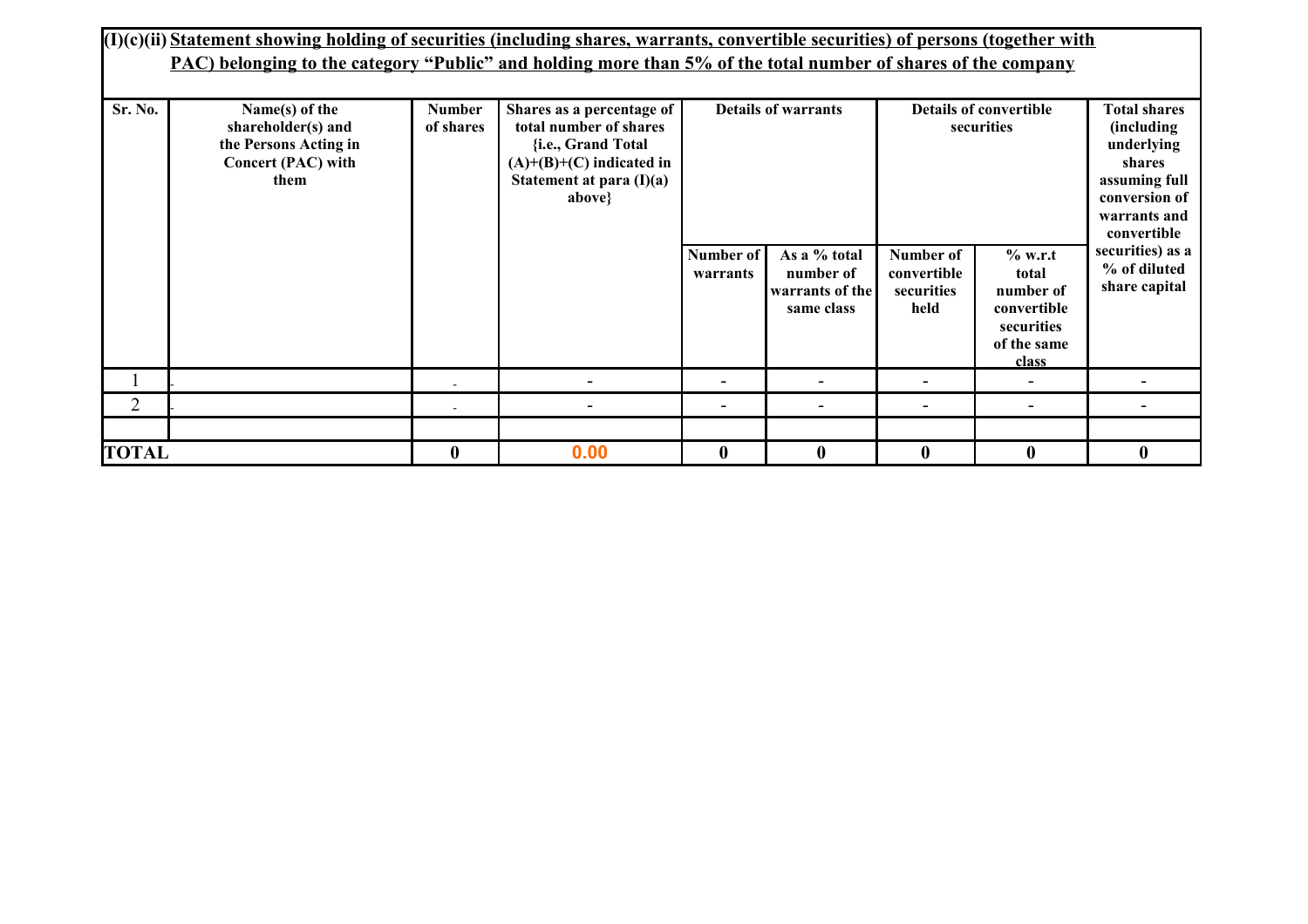## (I)(c)(ii) Statement showing holding of securities (including shares, warrants, convertible securities) of persons (together with PAC) belonging to the category "Public" and holding more than 5% of the total number of shares of the company

| Sr. No. | Name(s) of the shareholder(s) and the Persons Acting in Concert (PAC) with them | Number of shares | Shares as a percentage of total number of shares {i.e., Grand Total (A)+(B)+(C) indicated in Statement at para (I)(a) above} | Details of warrants | | Details of convertible securities | | Total shares (including underlying shares assuming full conversion of warrants and convertible securities) as a % of diluted share capital |
|---|---|---|---|---|---|---|---|---|
| | | | | Number of warrants | As a % total number of warrants of the same class | Number of convertible securities held | % w.r.t total number of convertible securities of the same class | |
| 1 | - | - | - | - | - | - | - | - |
| 2 | - | - | - | - | - | - | - | - |
| | | | | | | | | |
| TOTAL | | 0 | 0.00 | 0 | 0 | 0 | 0 | 0 |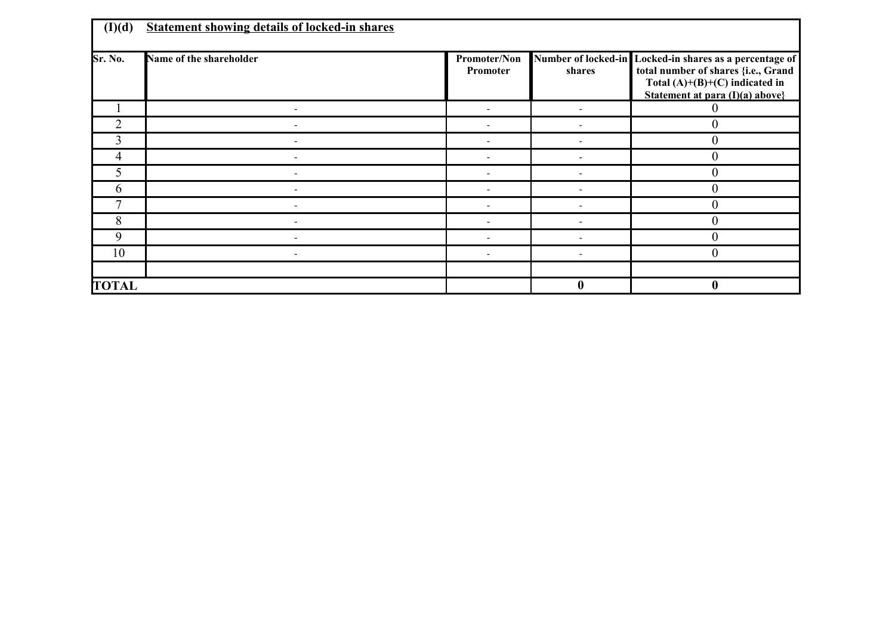## (I)(d) Statement showing details of locked-in shares

| Sr. No. | Name of the shareholder | Promoter/Non Promoter | Number of locked-in shares | Locked-in shares as a percentage of total number of shares {i.e., Grand Total (A)+(B)+(C) indicated in Statement at para (I)(a) above} |
|---|---|---|---|---|
| 1 | - | - | - | 0 |
| 2 | - | - | - | 0 |
| 3 | - | - | - | 0 |
| 4 | - | - | - | 0 |
| 5 | - | - | - | 0 |
| 6 | - | - | - | 0 |
| 7 | - | - | - | 0 |
| 8 | - | - | - | 0 |
| 9 | - | - | - | 0 |
| 10 | - | - | - | 0 |
| | | | | |
| **TOTAL** | | | **0** | **0** |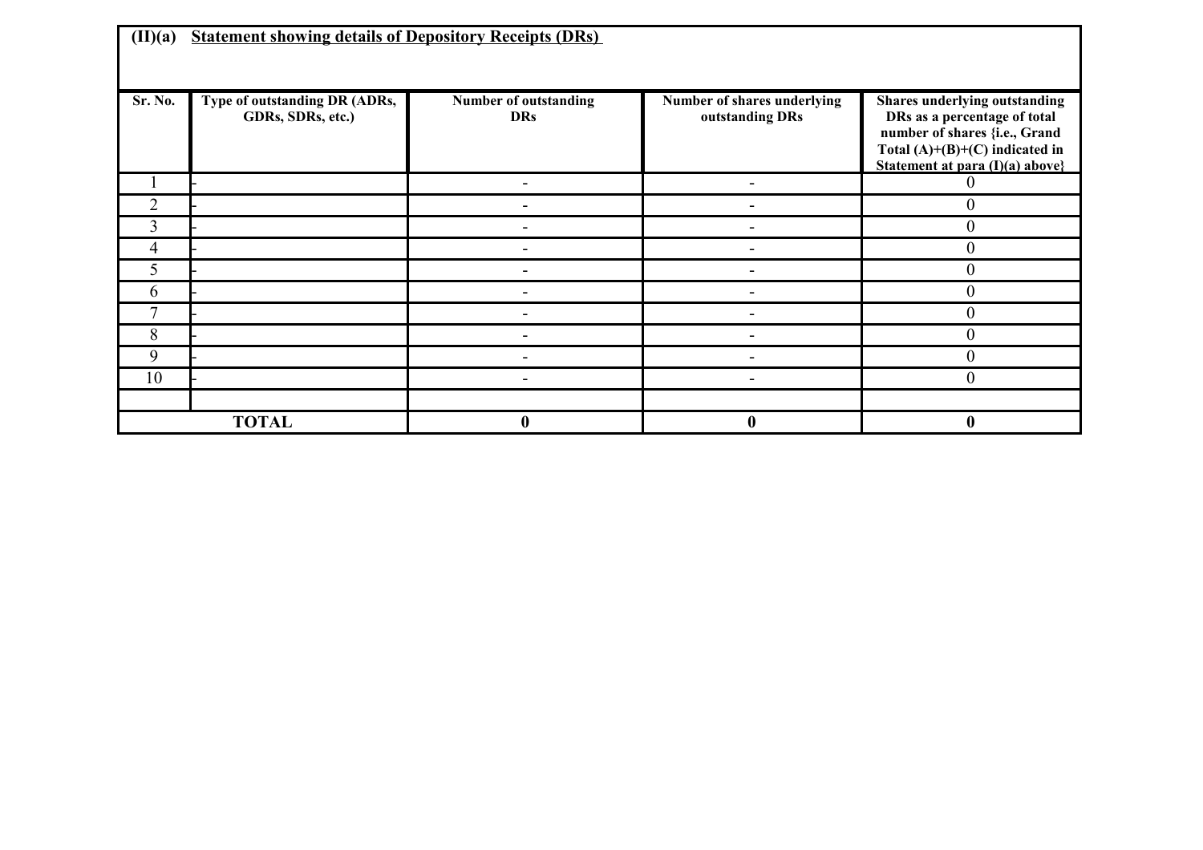**(II)(a) Statement showing details of Depository Receipts (DRs)**

| Sr. No. | Type of outstanding DR (ADRs, GDRs, SDRs, etc.) | Number of outstanding DRs | Number of shares underlying outstanding DRs | Shares underlying outstanding DRs as a percentage of total number of shares {i.e., Grand Total (A)+(B)+(C) indicated in Statement at para (I)(a) above} |
|---|---|---|---|---|
| 1 | - | - | - | 0 |
| 2 | - | - | - | 0 |
| 3 | - | - | - | 0 |
| 4 | - | - | - | 0 |
| 5 | - | - | - | 0 |
| 6 | - | - | - | 0 |
| 7 | - | - | - | 0 |
| 8 | - | - | - | 0 |
| 9 | - | - | - | 0 |
| 10 | - | - | - | 0 |
| | | | | |
| **TOTAL** | | **0** | **0** | **0** |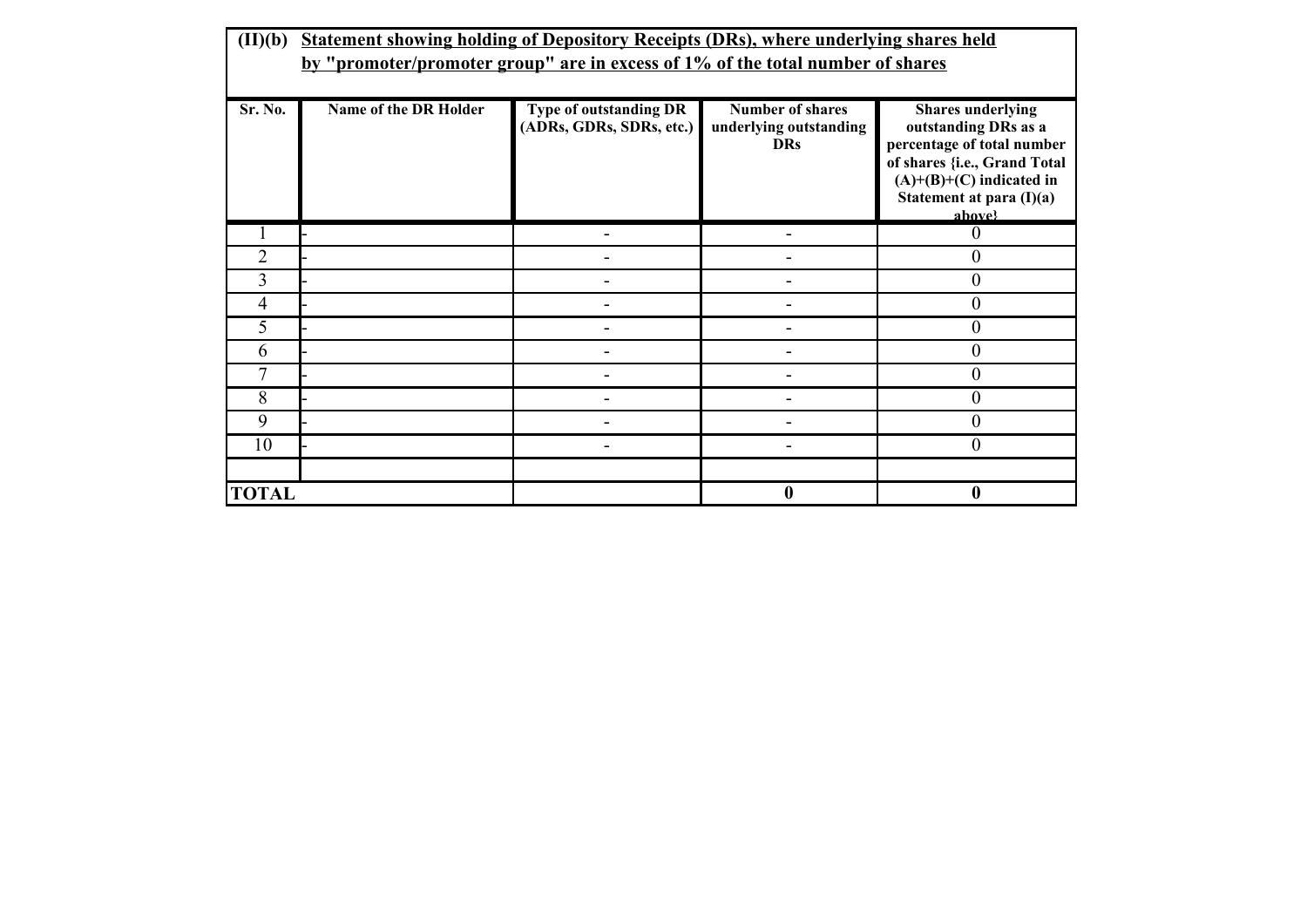**(II)(b) Statement showing holding of Depository Receipts (DRs), where underlying shares held by "promoter/promoter group" are in excess of 1% of the total number of shares**

| Sr. No. | Name of the DR Holder | Type of outstanding DR (ADRs, GDRs, SDRs, etc.) | Number of shares underlying outstanding DRs | Shares underlying outstanding DRs as a percentage of total number of shares {i.e., Grand Total (A)+(B)+(C) indicated in Statement at para (I)(a) above} |
|---|---|---|---|---|
| 1 | - | - | - | 0 |
| 2 | - | - | - | 0 |
| 3 | - | - | - | 0 |
| 4 | - | - | - | 0 |
| 5 | - | - | - | 0 |
| 6 | - | - | - | 0 |
| 7 | - | - | - | 0 |
| 8 | - | - | - | 0 |
| 9 | - | - | - | 0 |
| 10 | - | - | - | 0 |
| | | | | |
| **TOTAL** | | | **0** | **0** |